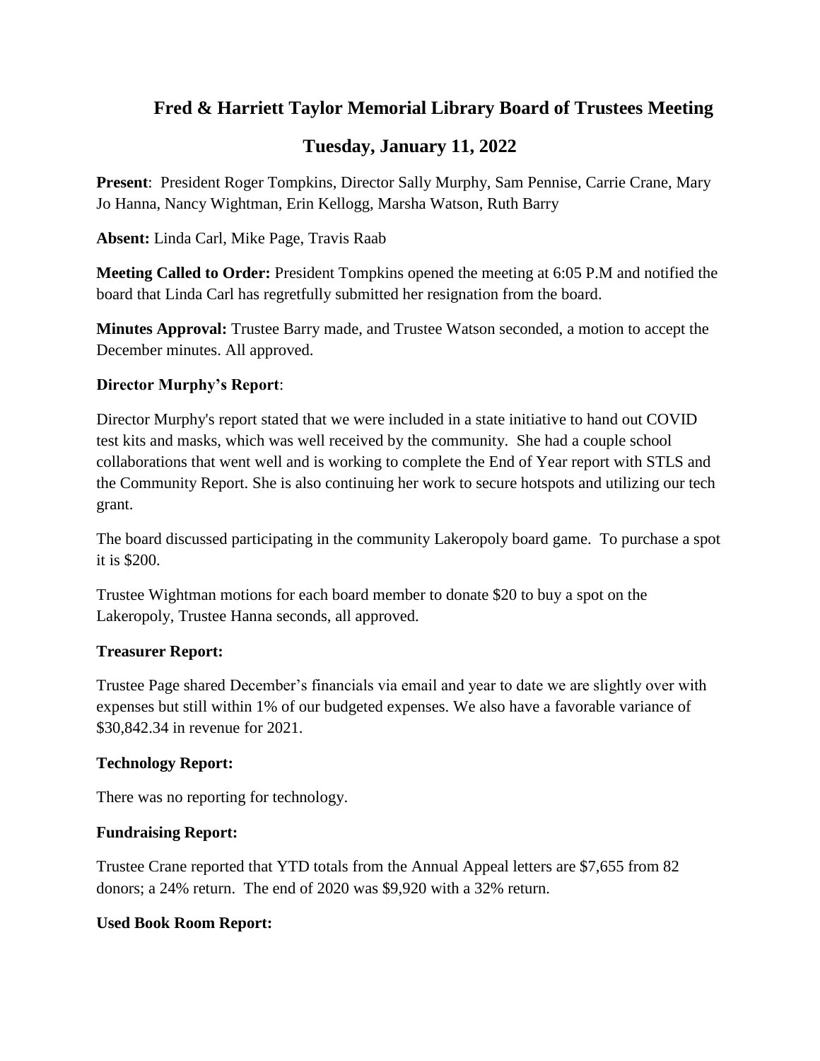# Fred & Harriett Taylor Memorial Library Board of Trustees Meeting

## Tuesday, January 11, 2022

**Present**: President Roger Tompkins, Director Sally Murphy, Sam Pennise, Carrie Crane, Mary Jo Hanna, Nancy Wightman, Erin Kellogg, Marsha Watson, Ruth Barry

**Absent:** Linda Carl, Mike Page, Travis Raab

**Meeting Called to Order:** President Tompkins opened the meeting at 6:05 P.M and notified the board that Linda Carl has regretfully submitted her resignation from the board.

**Minutes Approval:** Trustee Barry made, and Trustee Watson seconded, a motion to accept the December minutes. All approved.

**Director Murphy's Report**:

Director Murphy's report stated that we were included in a state initiative to hand out COVID test kits and masks, which was well received by the community. She had a couple school collaborations that went well and is working to complete the End of Year report with STLS and the Community Report. She is also continuing her work to secure hotspots and utilizing our tech grant.

The board discussed participating in the community Lakeropoly board game. To purchase a spot it is $200.

Trustee Wightman motions for each board member to donate $20 to buy a spot on the Lakeropoly, Trustee Hanna seconds, all approved.

**Treasurer Report:**

Trustee Page shared December's financials via email and year to date we are slightly over with expenses but still within 1% of our budgeted expenses. We also have a favorable variance of $30,842.34 in revenue for 2021.

**Technology Report:**

There was no reporting for technology.

**Fundraising Report:**

Trustee Crane reported that YTD totals from the Annual Appeal letters are $7,655 from 82 donors; a 24% return. The end of 2020 was $9,920 with a 32% return.

**Used Book Room Report:**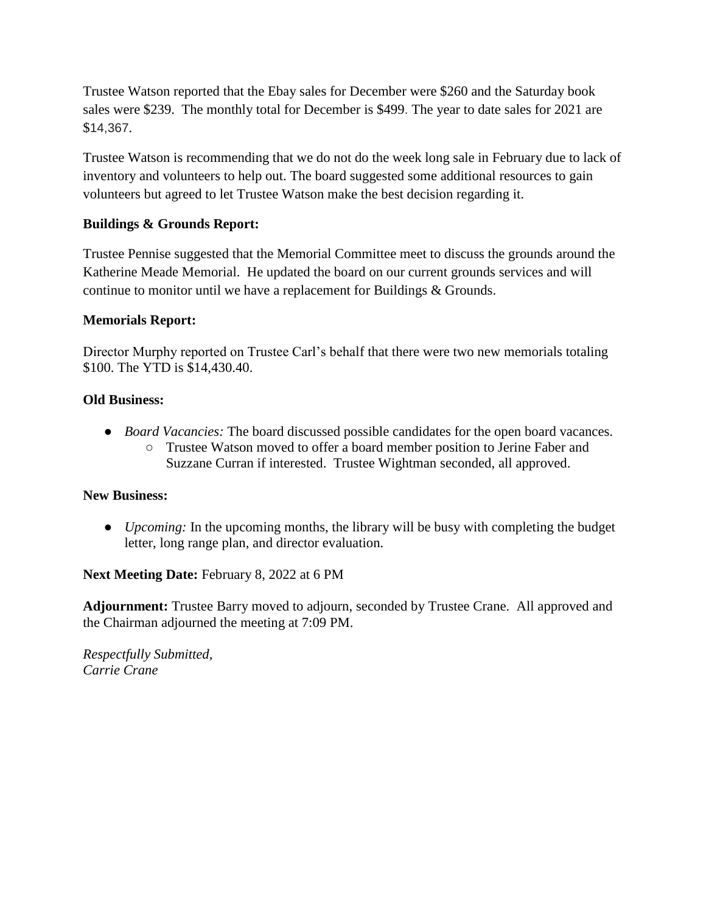Trustee Watson reported that the Ebay sales for December were $260 and the Saturday book sales were $239. The monthly total for December is $499. The year to date sales for 2021 are $14,367.

Trustee Watson is recommending that we do not do the week long sale in February due to lack of inventory and volunteers to help out. The board suggested some additional resources to gain volunteers but agreed to let Trustee Watson make the best decision regarding it.

**Buildings & Grounds Report:**

Trustee Pennise suggested that the Memorial Committee meet to discuss the grounds around the Katherine Meade Memorial. He updated the board on our current grounds services and will continue to monitor until we have a replacement for Buildings & Grounds.

**Memorials Report:**

Director Murphy reported on Trustee Carl's behalf that there were two new memorials totaling $100. The YTD is $14,430.40.

**Old Business:**

- *Board Vacancies:* The board discussed possible candidates for the open board vacances.
  - Trustee Watson moved to offer a board member position to Jerine Faber and Suzzane Curran if interested. Trustee Wightman seconded, all approved.

**New Business:**

- *Upcoming:* In the upcoming months, the library will be busy with completing the budget letter, long range plan, and director evaluation.

**Next Meeting Date:** February 8, 2022 at 6 PM

**Adjournment:** Trustee Barry moved to adjourn, seconded by Trustee Crane. All approved and the Chairman adjourned the meeting at 7:09 PM.

*Respectfully Submitted,*
*Carrie Crane*